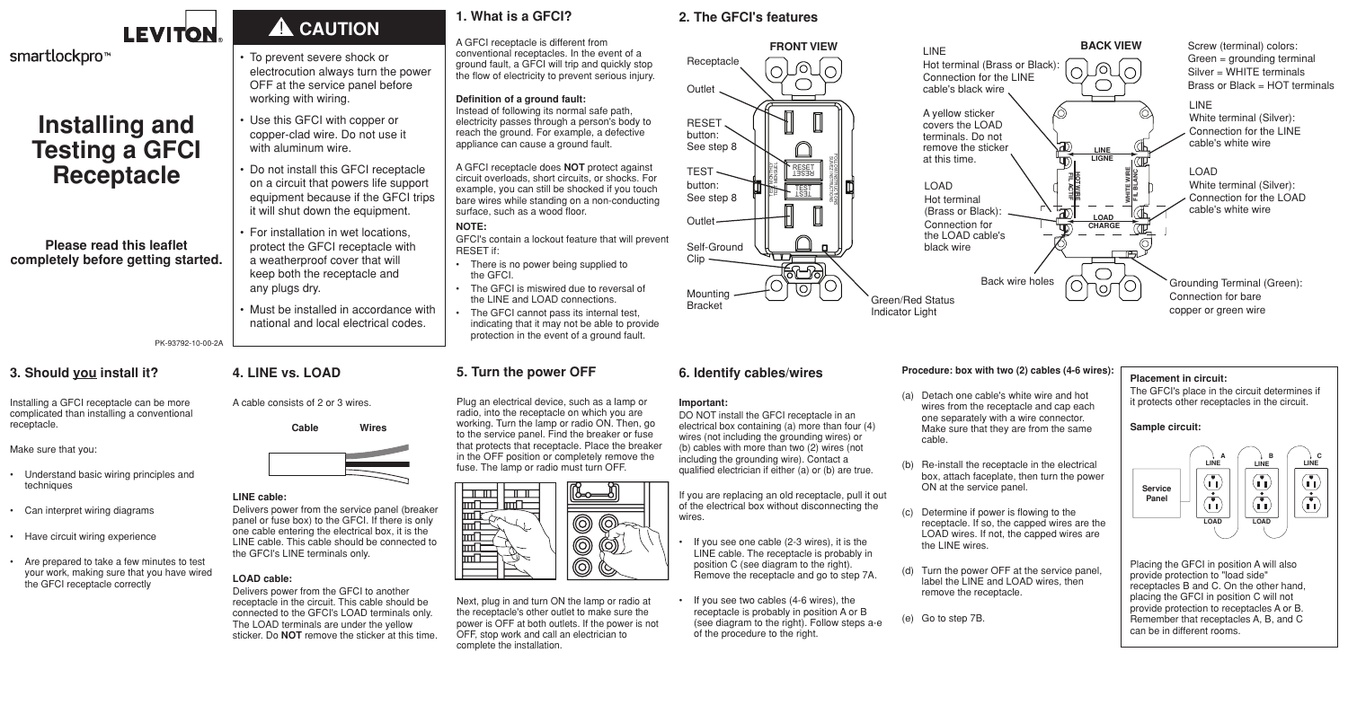# LEVITON

smartlockpro™

# Installing and Testing a GFCI Receptacle

**Please read this leaflet completely before getting started.**

PK-93792-10-00-2A

## ⚠ CAUTION

- To prevent severe shock or electrocution always turn the power OFF at the service panel before working with wiring.
- Use this GFCI with copper or copper-clad wire. Do not use it with aluminum wire.
- Do not install this GFCI receptacle on a circuit that powers life support equipment because if the GFCI trips it will shut down the equipment.
- For installation in wet locations, protect the GFCI receptacle with a weatherproof cover that will keep both the receptacle and any plugs dry.
- Must be installed in accordance with national and local electrical codes.

## 1. What is a GFCI?

A GFCI receptacle is different from conventional receptacles. In the event of a ground fault, a GFCI will trip and quickly stop the flow of electricity to prevent serious injury.

**Definition of a ground fault:**
Instead of following its normal safe path, electricity passes through a person's body to reach the ground. For example, a defective appliance can cause a ground fault.

A GFCI receptacle does **NOT** protect against circuit overloads, short circuits, or shocks. For example, you can still be shocked if you touch bare wires while standing on a non-conducting surface, such as a wood floor.

**NOTE:**
GFCI's contain a lockout feature that will prevent RESET if:

- There is no power being supplied to the GFCI.
- The GFCI is miswired due to reversal of the LINE and LOAD connections.
- The GFCI cannot pass its internal test, indicating that it may not be able to provide protection in the event of a ground fault.

## 2. The GFCI's features

**FRONT VIEW**

- Receptacle
- Outlet
- RESET button: See step 8
- TEST button: See step 8
- Outlet
- Self-Ground Clip
- Mounting Bracket
- Green/Red Status Indicator Light

**BACK VIEW**

- LINE Hot terminal (Brass or Black): Connection for the LINE cable's black wire
- A yellow sticker covers the LOAD terminals. Do not remove the sticker at this time.
- LOAD Hot terminal (Brass or Black): Connection for the LOAD cable's black wire
- Back wire holes
- Screw (terminal) colors: Green = grounding terminal, Silver = WHITE terminals, Brass or Black = HOT terminals
- LINE White terminal (Silver): Connection for the LINE cable's white wire
- LOAD White terminal (Silver): Connection for the LOAD cable's white wire
- Grounding Terminal (Green): Connection for bare copper or green wire

## 3. Should you install it?

Installing a GFCI receptacle can be more complicated than installing a conventional receptacle.

Make sure that you:

- Understand basic wiring principles and techniques
- Can interpret wiring diagrams
- Have circuit wiring experience
- Are prepared to take a few minutes to test your work, making sure that you have wired the GFCI receptacle correctly

## 4. LINE vs. LOAD

A cable consists of 2 or 3 wires.

Cable — Wires

**LINE cable:**
Delivers power from the service panel (breaker panel or fuse box) to the GFCI. If there is only one cable entering the electrical box, it is the LINE cable. This cable should be connected to the GFCI's LINE terminals only.

**LOAD cable:**
Delivers power from the GFCI to another receptacle in the circuit. This cable should be connected to the GFCI's LOAD terminals only. The LOAD terminals are under the yellow sticker. Do **NOT** remove the sticker at this time.

## 5. Turn the power OFF

Plug an electrical device, such as a lamp or radio, into the receptacle on which you are working. Turn the lamp or radio ON. Then, go to the service panel. Find the breaker or fuse that protects that receptacle. Place the breaker in the OFF position or completely remove the fuse. The lamp or radio must turn OFF.

Next, plug in and turn ON the lamp or radio at the receptacle's other outlet to make sure the power is OFF at both outlets. If the power is not OFF, stop work and call an electrician to complete the installation.

## 6. Identify cables/wires

**Important:**
DO NOT install the GFCI receptacle in an electrical box containing (a) more than four (4) wires (not including the grounding wires) or (b) cables with more than two (2) wires (not including the grounding wire). Contact a qualified electrician if either (a) or (b) are true.

If you are replacing an old receptacle, pull it out of the electrical box without disconnecting the wires.

- If you see one cable (2-3 wires), it is the LINE cable. The receptacle is probably in position C (see diagram to the right). Remove the receptacle and go to step 7A.
- If you see two cables (4-6 wires), the receptacle is probably in position A or B (see diagram to the right). Follow steps a-e of the procedure to the right.

**Procedure: box with two (2) cables (4-6 wires):**

(a) Detach one cable's white wire and hot wires from the receptacle and cap each one separately with a wire connector. Make sure that they are from the same cable.

(b) Re-install the receptacle in the electrical box, attach faceplate, then turn the power ON at the service panel.

(c) Determine if power is flowing to the receptacle. If so, the capped wires are the LOAD wires. If not, the capped wires are the LINE wires.

(d) Turn the power OFF at the service panel, label the LINE and LOAD wires, then remove the receptacle.

(e) Go to step 7B.

**Placement in circuit:**
The GFCI's place in the circuit determines if it protects other receptacles in the circuit.

**Sample circuit:**

Service Panel → A (LINE/LOAD) → B (LINE/LOAD) → C (LINE)

Placing the GFCI in position A will also provide protection to "load side" receptacles B and C. On the other hand, placing the GFCI in position C will not provide protection to receptacles A or B. Remember that receptacles A, B, and C can be in different rooms.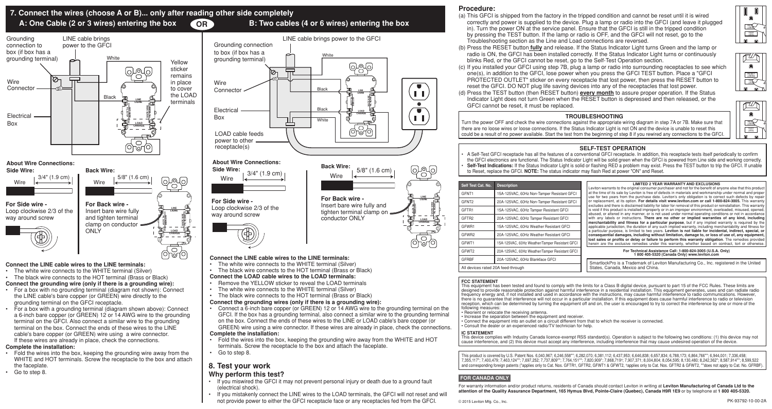# 7. Connect the wires (choose A or B)... only after reading other side completely

## A: One Cable (2 or 3 wires) entering the box

OR

Grounding connection to box (if box has a grounding terminal)

LINE cable brings power to the GFCI

White

Yellow sticker remains in place to cover the LOAD terminals

Wire Connector

Black

Electrical Box

### About Wire Connections:

**Side Wire:** Wire 3/4" (1.9 cm)

**Back Wire:** Wire 5/8" (1.6 cm)

**For Side wire -** Loop clockwise 2/3 of the way around screw

**For Back wire -** Insert bare wire fully and tighten terminal clamp on conductor ONLY

**Connect the LINE cable wires to the LINE terminals:**

- The white wire connects to the WHITE terminal (Silver)
- The black wire connects to the HOT terminal (Brass or Black)

**Connect the grounding wire (only if there is a grounding wire):**

- For a box with no grounding terminal (diagram not shown): Connect the LINE cable's bare copper (or GREEN) wire directly to the grounding terminal on the GFCI receptacle.
- For a box with a grounding terminal (diagram shown above): Connect a 6-inch bare copper (or GREEN) 12 or 14 AWG wire to the grounding terminal on the GFCI. Also connect a similar wire to the grounding terminal on the box. Connect the ends of these wires to the LINE cable's bare copper (or GREEN) wire using a wire connector. If these wires are already in place, check the connections.

**Complete the installation:**

- Fold the wires into the box, keeping the grounding wire away from the WHITE and HOT terminals. Screw the receptacle to the box and attach the faceplate.
- Go to step 8.

## B: Two cables (4 or 6 wires) entering the box

Grounding connection to box (if box has a grounding terminal)

LINE cable brings power to the GFCI

White

Wire Connector

Black

Black

White

Electrical Box

LOAD cable feeds power to other receptacle(s)

### About Wire Connections:

**Side Wire:** Wire 3/4" (1.9 cm)

**Back Wire:** Wire 5/8" (1.6 cm)

**For Side wire -** Loop clockwise 2/3 of the way around screw

**For Back wire -** Insert bare wire fully and tighten terminal clamp on conductor ONLY

**Connect the LINE cable wires to the LINE terminals:**

- The white wire connects to the WHITE terminal (Silver)
- The black wire connects to the HOT terminal (Brass or Black)

**Connect the LOAD cable wires to the LOAD terminals:**

- Remove the YELLOW sticker to reveal the LOAD terminals
- The white wire connects to the WHITE terminal (Silver)
- The black wire connects to the HOT terminal (Brass or Black)

**Connect the grounding wires (only if there is a grounding wire):**

- Connect a 6-inch bare copper (or GREEN) 12 or 14 AWG wire to the grounding terminal on the GFCI. If the box has a grounding terminal, also connect a similar wire to the grounding terminal on the box. Connect the ends of these wires to the LINE or LOAD cable's bare copper (or GREEN) wire using a wire connector. If these wires are already in place, check the connections.

**Complete the installation:**

- Fold the wires into the box, keeping the grounding wire away from the WHITE and HOT terminals. Screw the receptacle to the box and attach the faceplate.
- Go to step 8.

# 8. Test your work

## Why perform this test?

- If you miswired the GFCI it may not prevent personal injury or death due to a ground fault (electrical shock).
- If you mistakenly connect the LINE wires to the LOAD terminals, the GFCI will not reset and will not provide power to either the GFCI receptacle face or any receptacles fed from the GFCI.

## Procedure:

(a) This GFCI is shipped from the factory in the tripped condition and cannot be reset until it is wired correctly and power is supplied to the device. Plug a lamp or radio into the GFCI (and leave it plugged in). Turn the power ON at the service panel. Ensure that the GFCI is still in the tripped condition by pressing the TEST button. If the lamp or radio is OFF, and the GFCI will not reset, go to the Troubleshooting section as the Line and Load connections are reversed.

(b) Press the RESET button **fully** and release. If the Status Indicator Light turns Green and the lamp or radio is ON, the GFCI has been installed correctly. If the Status Indicator Light turns or continuously blinks Red, or the GFCI cannot be reset, go to the Self-Test Operation section.

(c) If you installed your GFCI using step 7B, plug a lamp or radio into surrounding receptacles to see which one(s), in addition to the GFCI, lose power when you press the GFCI TEST button. Place a "GFCI PROTECTED OUTLET" sticker on every receptacle that lost power, then press the RESET button to reset the GFCI. DO NOT plug life saving devices into any of the receptacles that lost power.

(d) Press the TEST button (then RESET button) **every month** to assure proper operation. If the Status Indicator Light does not turn Green when the RESET button is depressed and then released, or the GFCI cannot be reset, it must be replaced.

## TROUBLESHOOTING

Turn the power OFF and check the wire connections against the appropriate wiring diagram in step 7A or 7B. Make sure that there are no loose wires or loose connections. If the Status Indicator Light is not ON and the device is unable to reset this could be a result of no power available. Start the test from the beginning of step 8 if you rewired any connections to the GFCI.

## SELF-TEST OPERATION

- A Self-Test GFCI receptacle has all the features of a conventional GFCI receptacle. In addition, this receptacle tests itself periodically to confirm the GFCI electronics are functional. The Status Indicator Light will be solid green when the GFCI is powered from Line side and working correctly.
- **Self-Test Indications:** If the Status Indicator Light is solid or flashing RED a problem may exist. Press the TEST button to trip the GFCI. If unable to Reset, replace the GFCI. **NOTE:** The status indicator may flash Red at power "ON" and Reset.

| Self Test Cat. No. | Description |
|---|---|
| GFNT1 | 15A-125VAC, 60Hz Non-Tamper Resistant GFCI |
| GFNT2 | 20A-125VAC, 60Hz Non-Tamper Resistant GFCI |
| GFTR1 | 15A-125VAC, 60Hz Tamper Resistant GFCI |
| GFTR2 | 20A-125VAC, 60Hz Tamper Resistant GFCI |
| GFWR1 | 15A-125VAC, 60Hz Weather Resistant GFCI |
| GFWR2 | 20A-125VAC, 60Hz Weather Resistant GFCI |
| GFWT1 | 15A-125VAC, 60Hz Weather/Tamper Resistant GFCI |
| GFWT2 | 20A-125VAC, 60Hz Weather/Tamper Resistant GFCI |
| GFRBF | 20A-125VAC, 60Hz Blankface GFCI |
| All devices rated 20A feed-through | |

### LIMITED 2 YEAR WARRANTY AND EXCLUSIONS

Leviton warrants to the original consumer purchaser and not for the benefit of anyone else that this product at the time of its sale by Leviton is free of defects in materials and workmanship under normal and proper use for two years from the purchase date. Leviton's only obligation is to correct such defects by repair or replacement, at its option. **For details visit www.leviton.com or call 1-800-824-3005.** This warranty excludes and there is disclaimed liability for labor for removal of this product or reinstallation. This warranty is void if this product is installed improperly or in an improper environment, overloaded, misused, opened, abused, or altered in any manner, or is not used under normal operating conditions or not in accordance with any labels or instructions. **There are no other or implied warranties of any kind, including merchantability and fitness for a particular purpose**, but if any implied warranty is required by the applicable jurisdiction, the duration of any such implied warranty, including merchantability and fitness for a particular purpose, is limited to two years. **Leviton is not liable for incidental, indirect, special, or consequential damages, including without limitation, damage to, or loss of use of, any equipment, lost sales or profits or delay or failure to perform this warranty obligation.** The remedies provided herein are the exclusive remedies under this warranty, whether based on contract, tort or otherwise.

**For Technical Assistance Call: 1-800-824-3005 (U.S.A. Only) 1 800 405-5320 (Canada Only) www.leviton.com**

SmartlockPro is a Trademark of Leviton Manufacturing Co., Inc. registered in the United States, Canada, Mexico and China.

### FCC STATEMENT

This equipment has been tested and found to comply with the limits for a Class B digital device, pursuant to part 15 of the FCC Rules. These limits are designed to provide reasonable protection against harmful interference in a residential installation. This equipment generates, uses and can radiate radio frequency energy and, if not installed and used in accordance with the instructions, may cause harmful interference to radio communications. However, there is no guarantee that interference will not occur in a particular installation. If this equipment does cause harmful interference to radio or television reception, which can be determined by turning the equipment off and on, the user is encouraged to try to correct the interference by one or more of the following measures:

- Reorient or relocate the receiving antenna.
- Increase the separation between the equipment and receiver.
- Connect the equipment into an outlet on a circuit different from that to which the receiver is connected.
- Consult the dealer or an experienced radio/TV technician for help.

### IC STATEMENT

This device complies with Industry Canada licence-exempt RSS standard(s). Operation is subject to the following two conditions: (1) this device may not cause interference, and (2) this device must accept any interference, including interference that may cause undesired operation of the device.

This product is covered by U.S. Patent Nos. 6,040,967; 6,246,558**; 6,282,070; 6,381,112; 6,437,953; 6,646,838; 6,657,834; 6,788,173; 6,864,766**; 6,944,001; 7,336,458; 7,355,117*; 7,400,479; 7,463,124**; 7,697,252; 7,737,809**; 7,764,151**; 7,820,909*; 7,868,719†; 7,907,371; 8,004,804; 8,054,595; 8,130,480; 8,242,362*; 8,587,914**; 8,599,522 and corresponding foreign patents (*applies only to Cat. Nos. GFTR1, GFTR2, GFWT1 & GFWT2, †applies only to Cat. No. GFTR2 & GFWT2, **does not apply to Cat. No. GFRBF).

### FOR CANADA ONLY

For warranty information and/or product returns, residents of Canada should contact Leviton in writing at **Leviton Manufacturing of Canada Ltd to the attention of the Quality Assurance Department, 165 Hymus Blvd, Pointe-Claire (Quebec), Canada H9R 1E9** or by telephone at **1 800 405-5320.**

© 2015 Leviton Mfg. Co., Inc.

PK-93792-10-00-2A